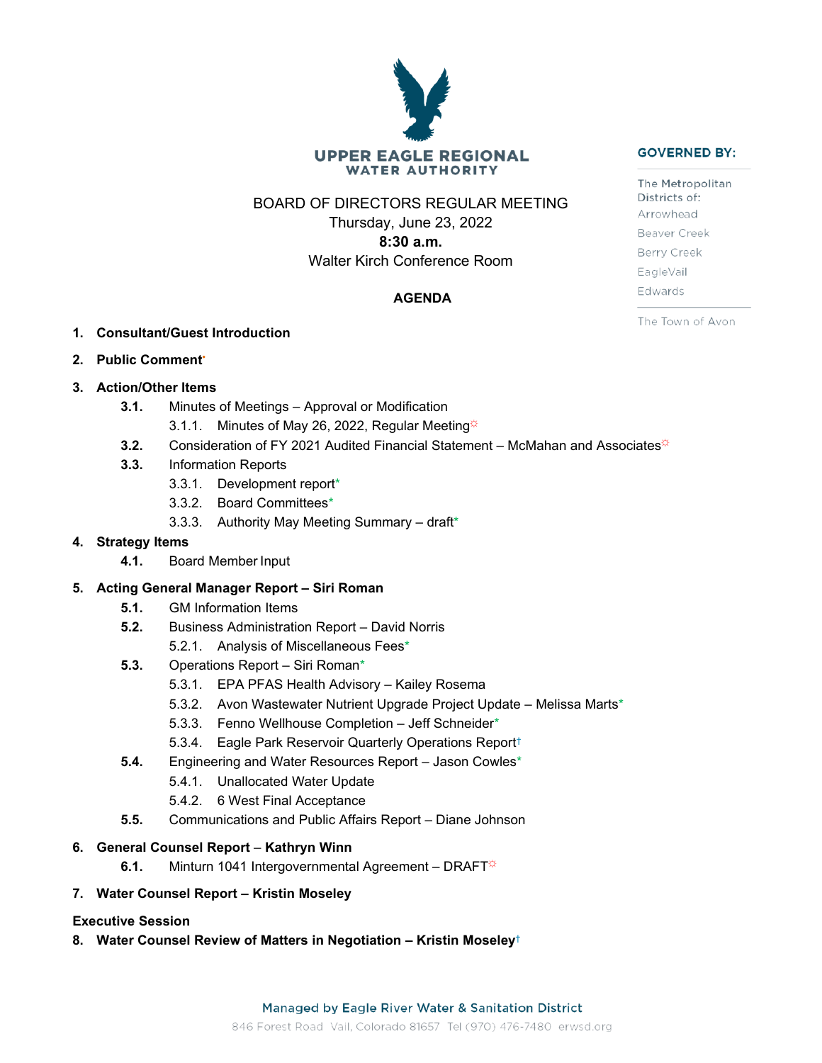# UPPER EAGLE REGIONAL WATER AUTHORITY

**GOVERNED BY:**

The Metropolitan Districts of:
Arrowhead
Beaver Creek
Berry Creek
EagleVail
Edwards

The Town of Avon

BOARD OF DIRECTORS REGULAR MEETING
Thursday, June 23, 2022
**8:30 a.m.**
Walter Kirch Conference Room

## AGENDA

1. **Consultant/Guest Introduction**
2. **Public Comment***
3. **Action/Other Items**
   - **3.1.** Minutes of Meetings – Approval or Modification
     - 3.1.1. Minutes of May 26, 2022, Regular Meeting☼
   - **3.2.** Consideration of FY 2021 Audited Financial Statement – McMahan and Associates☼
   - **3.3.** Information Reports
     - 3.3.1. Development report*
     - 3.3.2. Board Committees*
     - 3.3.3. Authority May Meeting Summary – draft*
4. **Strategy Items**
   - **4.1.** Board Member Input
5. **Acting General Manager Report – Siri Roman**
   - **5.1.** GM Information Items
   - **5.2.** Business Administration Report – David Norris
     - 5.2.1. Analysis of Miscellaneous Fees*
   - **5.3.** Operations Report – Siri Roman*
     - 5.3.1. EPA PFAS Health Advisory – Kailey Rosema
     - 5.3.2. Avon Wastewater Nutrient Upgrade Project Update – Melissa Marts*
     - 5.3.3. Fenno Wellhouse Completion – Jeff Schneider*
     - 5.3.4. Eagle Park Reservoir Quarterly Operations Report†
   - **5.4.** Engineering and Water Resources Report – Jason Cowles*
     - 5.4.1. Unallocated Water Update
     - 5.4.2. 6 West Final Acceptance
   - **5.5.** Communications and Public Affairs Report – Diane Johnson
6. **General Counsel Report** – **Kathryn Winn**
   - **6.1.** Minturn 1041 Intergovernmental Agreement – DRAFT☼
7. **Water Counsel Report – Kristin Moseley**

**Executive Session**

8. **Water Counsel Review of Matters in Negotiation – Kristin Moseley**†

Managed by Eagle River Water & Sanitation District
846 Forest Road Vail, Colorado 81657 Tel (970) 476-7480 erwsd.org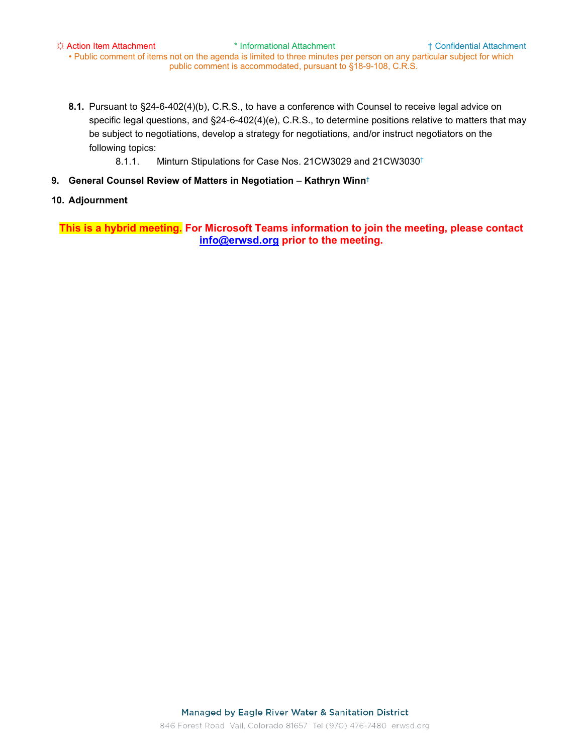☼ Action Item Attachment * Informational Attachment † Confidential Attachment

• Public comment of items not on the agenda is limited to three minutes per person on any particular subject for which public comment is accommodated, pursuant to §18-9-108, C.R.S.

- **8.1.** Pursuant to §24-6-402(4)(b), C.R.S., to have a conference with Counsel to receive legal advice on specific legal questions, and §24-6-402(4)(e), C.R.S., to determine positions relative to matters that may be subject to negotiations, develop a strategy for negotiations, and/or instruct negotiators on the following topics:
  - 8.1.1. Minturn Stipulations for Case Nos. 21CW3029 and 21CW3030†

**9. General Counsel Review of Matters in Negotiation – Kathryn Winn**†

**10. Adjournment**

**This is a hybrid meeting. For Microsoft Teams information to join the meeting, please contact info@erwsd.org prior to the meeting.**

Managed by Eagle River Water & Sanitation District

846 Forest Road Vail, Colorado 81657 Tel (970) 476-7480 erwsd.org